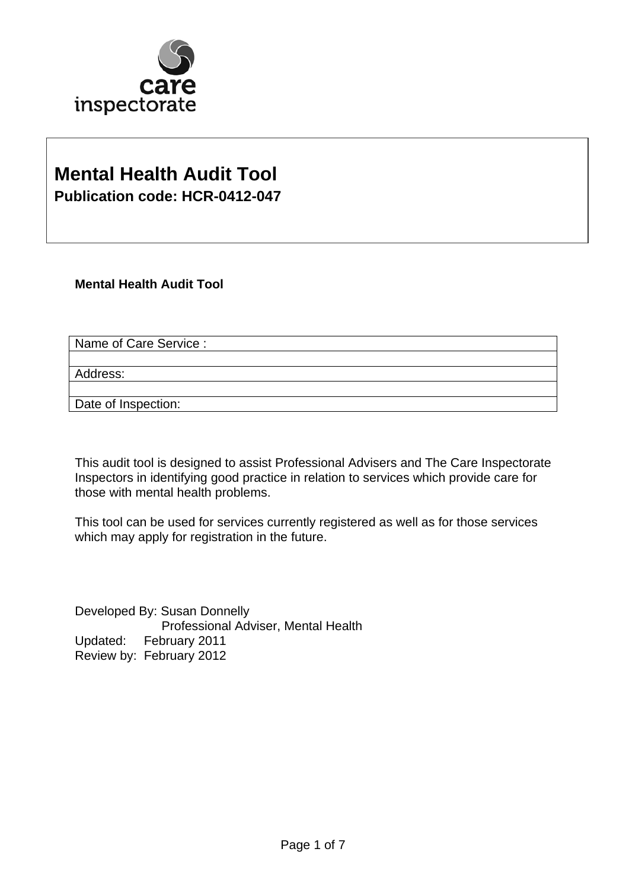care inspectorate

# Mental Health Audit Tool

**Publication code: HCR-0412-047**

**Mental Health Audit Tool**

| Name of Care Service : |
|---|
| |
| Address: |
| |
| Date of Inspection: |

This audit tool is designed to assist Professional Advisers and The Care Inspectorate Inspectors in identifying good practice in relation to services which provide care for those with mental health problems.

This tool can be used for services currently registered as well as for those services which may apply for registration in the future.

Developed By: Susan Donnelly
Professional Adviser, Mental Health
Updated: February 2011
Review by: February 2012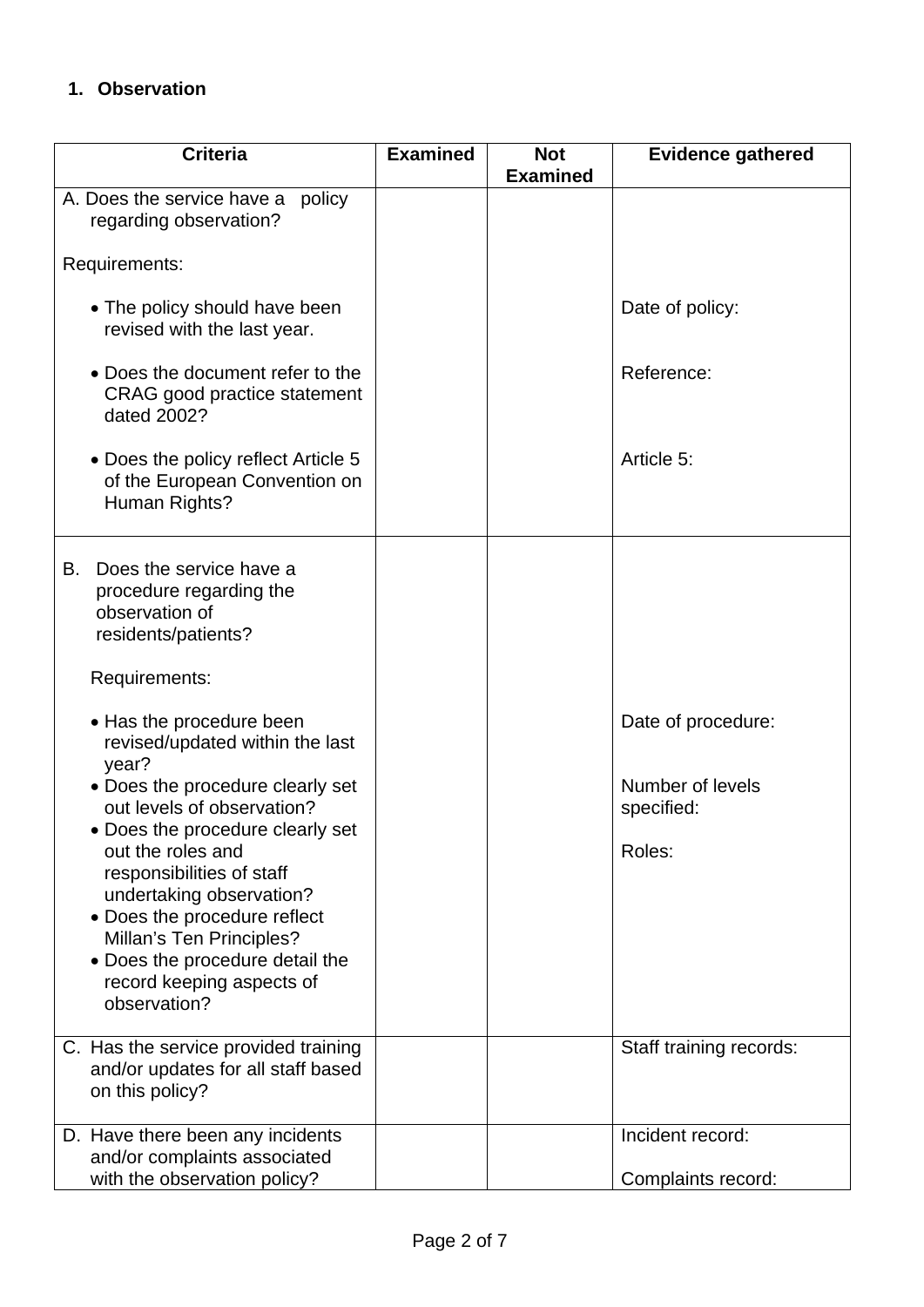## 1. Observation

| Criteria | Examined | Not Examined | Evidence gathered |
|---|---|---|---|
| A. Does the service have a policy regarding observation?<br><br>Requirements:<br><br>• The policy should have been revised with the last year.<br><br>• Does the document refer to the CRAG good practice statement dated 2002?<br><br>• Does the policy reflect Article 5 of the European Convention on Human Rights? | | | <br><br><br><br>Date of policy:<br><br>Reference:<br><br>Article 5: |
| B. Does the service have a procedure regarding the observation of residents/patients?<br><br>Requirements:<br><br>• Has the procedure been revised/updated within the last year?<br>• Does the procedure clearly set out levels of observation?<br>• Does the procedure clearly set out the roles and responsibilities of staff undertaking observation?<br>• Does the procedure reflect Millan's Ten Principles?<br>• Does the procedure detail the record keeping aspects of observation? | | | <br><br><br><br>Date of procedure:<br><br>Number of levels specified:<br><br>Roles: |
| C. Has the service provided training and/or updates for all staff based on this policy? | | | Staff training records: |
| D. Have there been any incidents and/or complaints associated with the observation policy? | | | Incident record:<br><br>Complaints record: |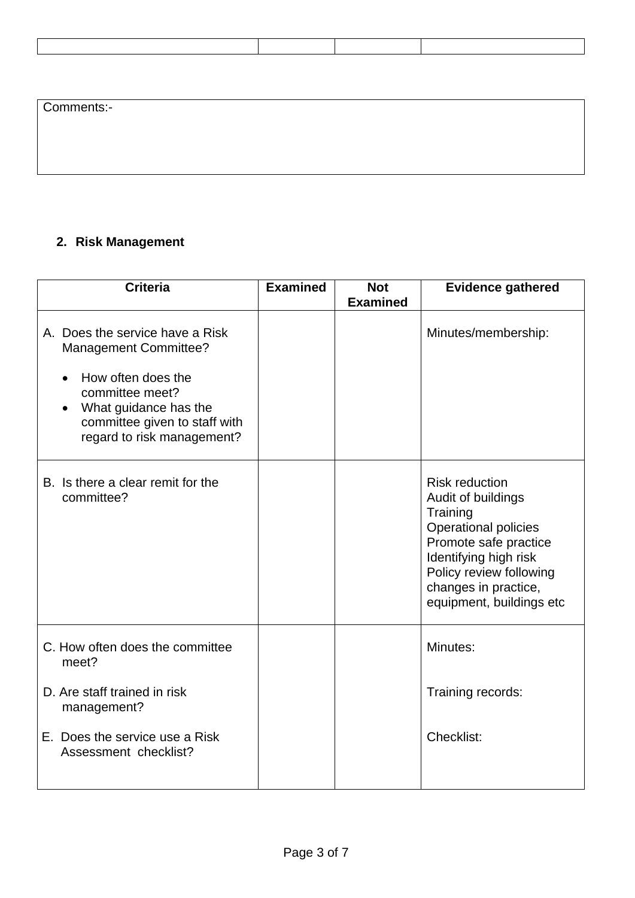| | | | |
|---|---|---|---|
| | | | |

| Comments:- |
|---|
| |

## 2. Risk Management

| Criteria | Examined | Not Examined | Evidence gathered |
|---|---|---|---|
| A. Does the service have a Risk Management Committee?<br>• How often does the committee meet?<br>• What guidance has the committee given to staff with regard to risk management? | | | Minutes/membership: |
| B. Is there a clear remit for the committee? | | | Risk reduction<br>Audit of buildings<br>Training<br>Operational policies<br>Promote safe practice<br>Identifying high risk<br>Policy review following changes in practice, equipment, buildings etc |
| C. How often does the committee meet?<br><br>D. Are staff trained in risk management?<br><br>E. Does the service use a Risk Assessment checklist? | | | Minutes:<br><br>Training records:<br><br>Checklist: |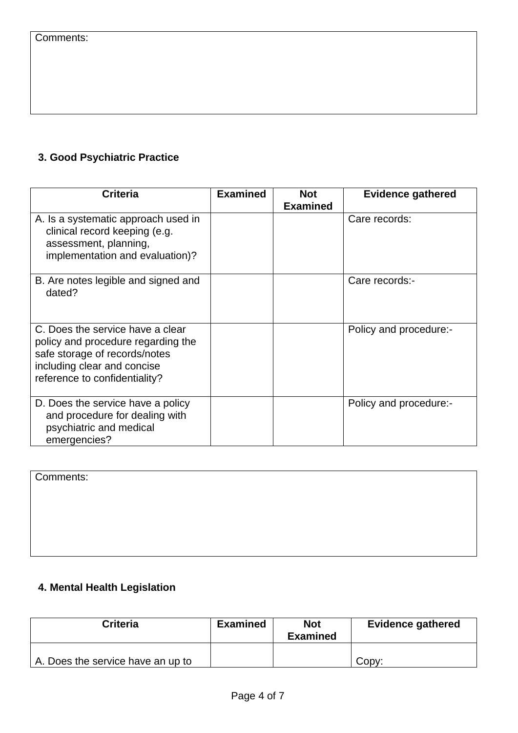| Comments: |
|---|
| |

### 3. Good Psychiatric Practice

| Criteria | Examined | Not Examined | Evidence gathered |
|---|---|---|---|
| A. Is a systematic approach used in clinical record keeping (e.g. assessment, planning, implementation and evaluation)? | | | Care records: |
| B. Are notes legible and signed and dated? | | | Care records:- |
| C. Does the service have a clear policy and procedure regarding the safe storage of records/notes including clear and concise reference to confidentiality? | | | Policy and procedure:- |
| D. Does the service have a policy and procedure for dealing with psychiatric and medical emergencies? | | | Policy and procedure:- |

| Comments: |
|---|
| |

### 4. Mental Health Legislation

| Criteria | Examined | Not Examined | Evidence gathered |
|---|---|---|---|
| A. Does the service have an up to | | | Copy: |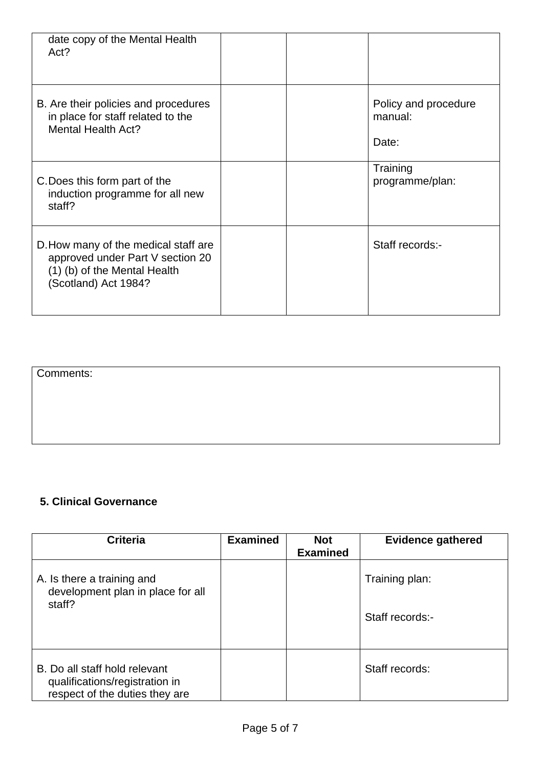| | | | |
|---|---|---|---|
| date copy of the Mental Health Act? | | | |
| B. Are their policies and procedures in place for staff related to the Mental Health Act? | | | Policy and procedure manual:<br><br>Date: |
| C. Does this form part of the induction programme for all new staff? | | | Training programme/plan: |
| D. How many of the medical staff are approved under Part V section 20 (1) (b) of the Mental Health (Scotland) Act 1984? | | | Staff records:- |

| Comments: |
|---|
| |

**5. Clinical Governance**

| Criteria | Examined | Not Examined | Evidence gathered |
|---|---|---|---|
| A. Is there a training and development plan in place for all staff? | | | Training plan:<br><br>Staff records:- |
| B. Do all staff hold relevant qualifications/registration in respect of the duties they are | | | Staff records: |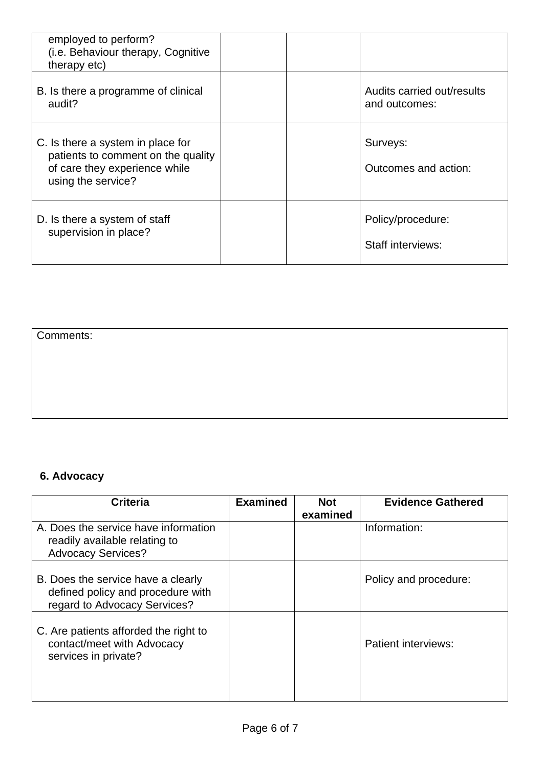| | | | |
|---|---|---|---|
| employed to perform? (i.e. Behaviour therapy, Cognitive therapy etc) | | | |
| B. Is there a programme of clinical audit? | | | Audits carried out/results and outcomes: |
| C. Is there a system in place for patients to comment on the quality of care they experience while using the service? | | | Surveys:<br><br>Outcomes and action: |
| D. Is there a system of staff supervision in place? | | | Policy/procedure:<br><br>Staff interviews: |

| Comments: |
|---|
| |

**6. Advocacy**

| Criteria | Examined | Not examined | Evidence Gathered |
|---|---|---|---|
| A. Does the service have information readily available relating to Advocacy Services? | | | Information: |
| B. Does the service have a clearly defined policy and procedure with regard to Advocacy Services? | | | Policy and procedure: |
| C. Are patients afforded the right to contact/meet with Advocacy services in private? | | | Patient interviews: |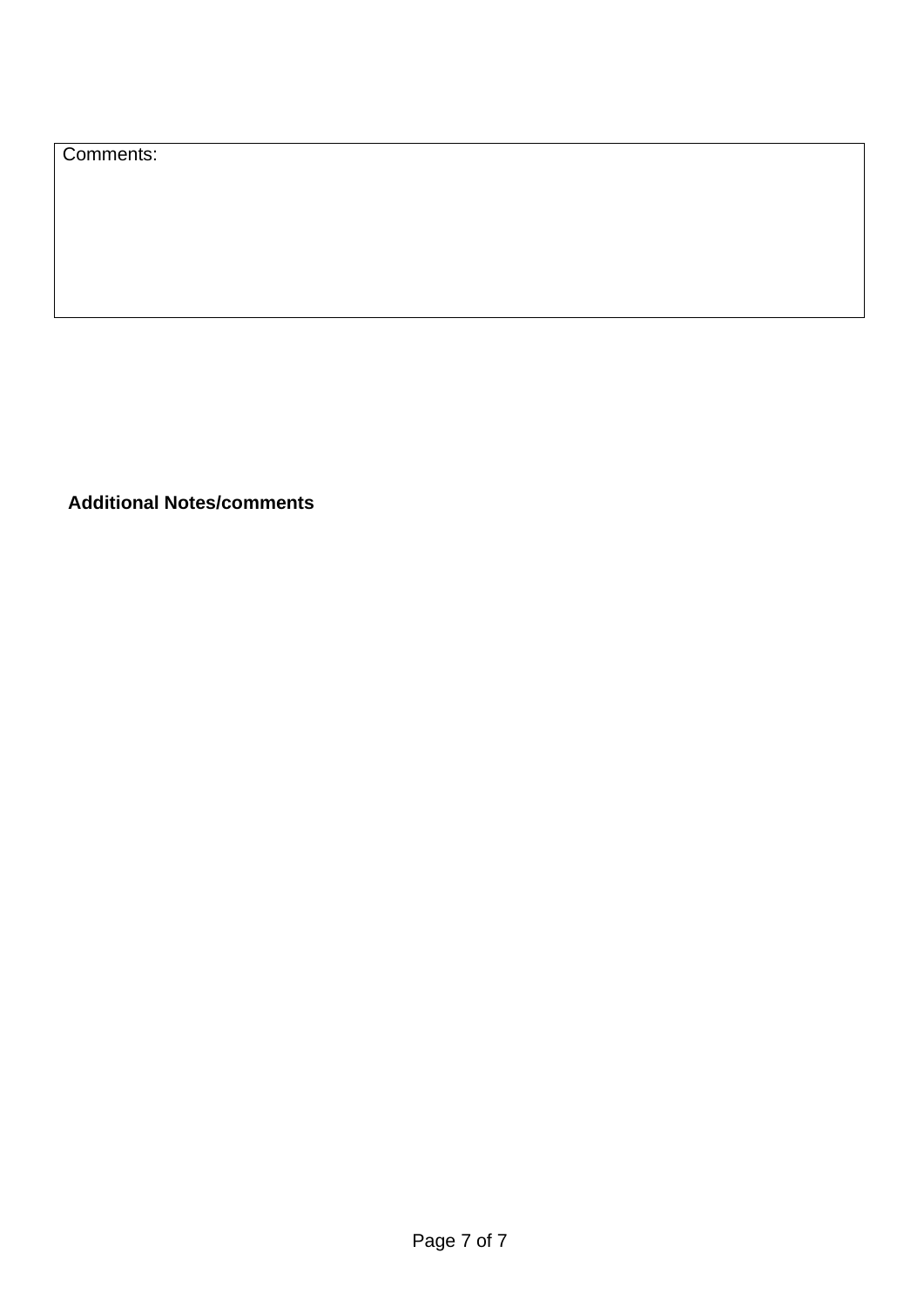| Comments: |
| --- |
| |

**Additional Notes/comments**